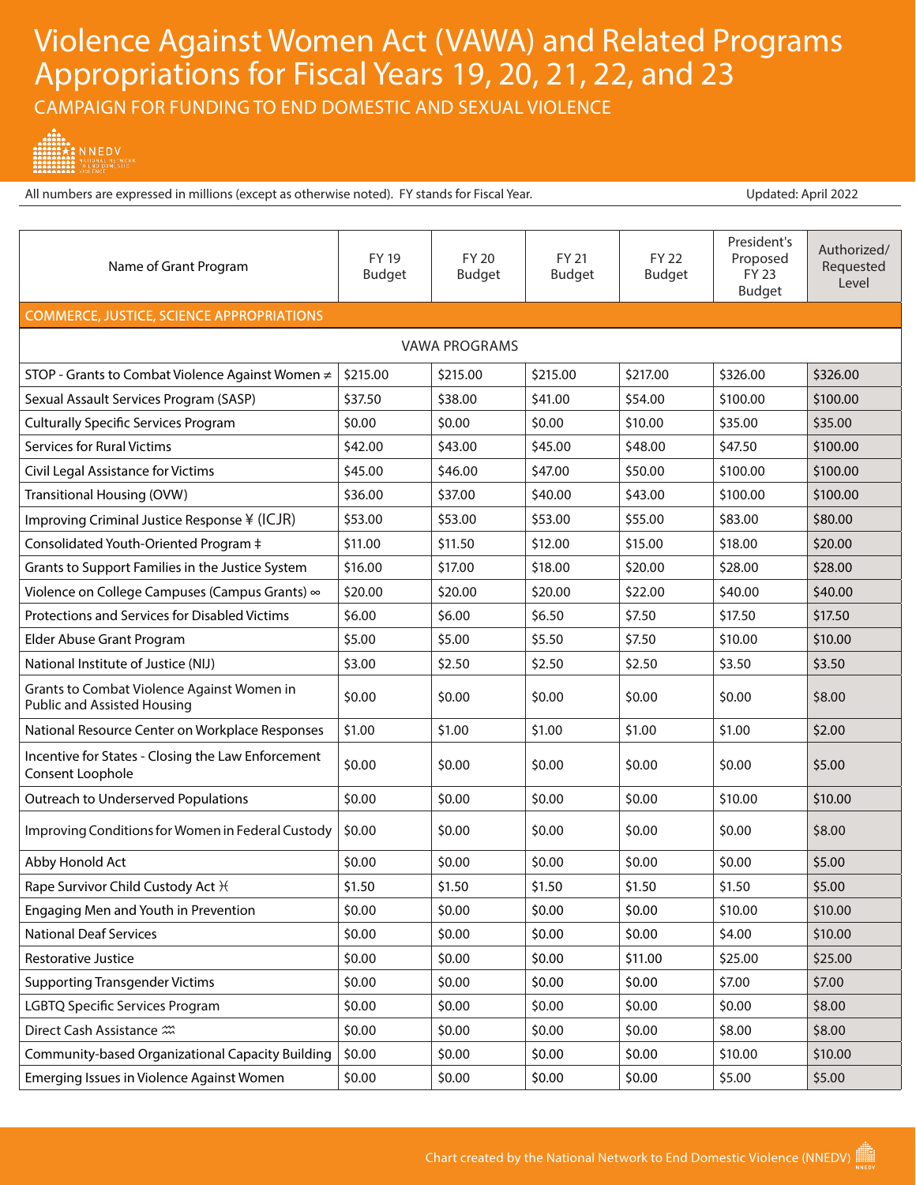# Violence Against Women Act (VAWA) and Related Programs Appropriations for Fiscal Years 19, 20, 21, 22, and 23

## CAMPAIGN FOR FUNDING TO END DOMESTIC AND SEXUAL VIOLENCE

NNEDV NATIONAL NETWORK TO END DOMESTIC VIOLENCE

All numbers are expressed in millions (except as otherwise noted). FY stands for Fiscal Year.

Updated: April 2022

| Name of Grant Program | FY 19 Budget | FY 20 Budget | FY 21 Budget | FY 22 Budget | President's Proposed FY 23 Budget | Authorized/ Requested Level |
|---|---|---|---|---|---|---|
| **COMMERCE, JUSTICE, SCIENCE APPROPRIATIONS** | | | | | | |
| VAWA PROGRAMS | | | | | | |
| STOP - Grants to Combat Violence Against Women ≠ | $215.00 | $215.00 | $215.00 | $217.00 | $326.00 | $326.00 |
| Sexual Assault Services Program (SASP) | $37.50 | $38.00 | $41.00 | $54.00 | $100.00 | $100.00 |
| Culturally Specific Services Program | $0.00 | $0.00 | $0.00 | $10.00 | $35.00 | $35.00 |
| Services for Rural Victims | $42.00 | $43.00 | $45.00 | $48.00 | $47.50 | $100.00 |
| Civil Legal Assistance for Victims | $45.00 | $46.00 | $47.00 | $50.00 | $100.00 | $100.00 |
| Transitional Housing (OVW) | $36.00 | $37.00 | $40.00 | $43.00 | $100.00 | $100.00 |
| Improving Criminal Justice Response ¥ (ICJR) | $53.00 | $53.00 | $53.00 | $55.00 | $83.00 | $80.00 |
| Consolidated Youth-Oriented Program ‡ | $11.00 | $11.50 | $12.00 | $15.00 | $18.00 | $20.00 |
| Grants to Support Families in the Justice System | $16.00 | $17.00 | $18.00 | $20.00 | $28.00 | $28.00 |
| Violence on College Campuses (Campus Grants) ∞ | $20.00 | $20.00 | $20.00 | $22.00 | $40.00 | $40.00 |
| Protections and Services for Disabled Victims | $6.00 | $6.00 | $6.50 | $7.50 | $17.50 | $17.50 |
| Elder Abuse Grant Program | $5.00 | $5.00 | $5.50 | $7.50 | $10.00 | $10.00 |
| National Institute of Justice (NIJ) | $3.00 | $2.50 | $2.50 | $2.50 | $3.50 | $3.50 |
| Grants to Combat Violence Against Women in Public and Assisted Housing | $0.00 | $0.00 | $0.00 | $0.00 | $0.00 | $8.00 |
| National Resource Center on Workplace Responses | $1.00 | $1.00 | $1.00 | $1.00 | $1.00 | $2.00 |
| Incentive for States - Closing the Law Enforcement Consent Loophole | $0.00 | $0.00 | $0.00 | $0.00 | $0.00 | $5.00 |
| Outreach to Underserved Populations | $0.00 | $0.00 | $0.00 | $0.00 | $10.00 | $10.00 |
| Improving Conditions for Women in Federal Custody | $0.00 | $0.00 | $0.00 | $0.00 | $0.00 | $8.00 |
| Abby Honold Act | $0.00 | $0.00 | $0.00 | $0.00 | $0.00 | $5.00 |
| Rape Survivor Child Custody Act ⟗ | $1.50 | $1.50 | $1.50 | $1.50 | $1.50 | $5.00 |
| Engaging Men and Youth in Prevention | $0.00 | $0.00 | $0.00 | $0.00 | $10.00 | $10.00 |
| National Deaf Services | $0.00 | $0.00 | $0.00 | $0.00 | $4.00 | $10.00 |
| Restorative Justice | $0.00 | $0.00 | $0.00 | $11.00 | $25.00 | $25.00 |
| Supporting Transgender Victims | $0.00 | $0.00 | $0.00 | $0.00 | $7.00 | $7.00 |
| LGBTQ Specific Services Program | $0.00 | $0.00 | $0.00 | $0.00 | $0.00 | $8.00 |
| Direct Cash Assistance ♒ | $0.00 | $0.00 | $0.00 | $0.00 | $8.00 | $8.00 |
| Community-based Organizational Capacity Building | $0.00 | $0.00 | $0.00 | $0.00 | $10.00 | $10.00 |
| Emerging Issues in Violence Against Women | $0.00 | $0.00 | $0.00 | $0.00 | $5.00 | $5.00 |

Chart created by the National Network to End Domestic Violence (NNEDV)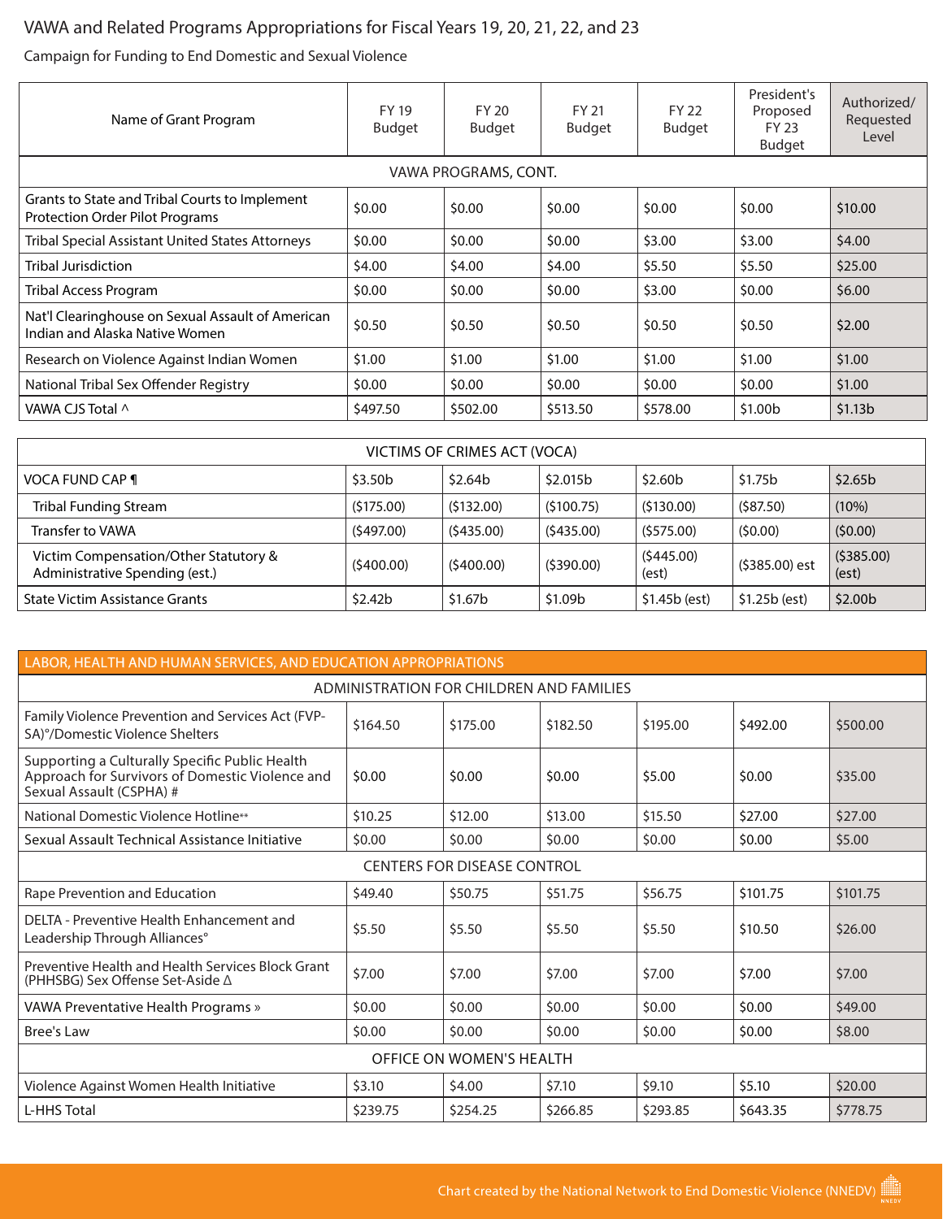# VAWA and Related Programs Appropriations for Fiscal Years 19, 20, 21, 22, and 23

Campaign for Funding to End Domestic and Sexual Violence

| Name of Grant Program | FY 19 Budget | FY 20 Budget | FY 21 Budget | FY 22 Budget | President's Proposed FY 23 Budget | Authorized/ Requested Level |
|---|---|---|---|---|---|---|
| VAWA PROGRAMS, CONT. | | | | | | |
| Grants to State and Tribal Courts to Implement Protection Order Pilot Programs | $0.00 | $0.00 | $0.00 | $0.00 | $0.00 | $10.00 |
| Tribal Special Assistant United States Attorneys | $0.00 | $0.00 | $0.00 | $3.00 | $3.00 | $4.00 |
| Tribal Jurisdiction | $4.00 | $4.00 | $4.00 | $5.50 | $5.50 | $25.00 |
| Tribal Access Program | $0.00 | $0.00 | $0.00 | $3.00 | $0.00 | $6.00 |
| Nat'l Clearinghouse on Sexual Assault of American Indian and Alaska Native Women | $0.50 | $0.50 | $0.50 | $0.50 | $0.50 | $2.00 |
| Research on Violence Against Indian Women | $1.00 | $1.00 | $1.00 | $1.00 | $1.00 | $1.00 |
| National Tribal Sex Offender Registry | $0.00 | $0.00 | $0.00 | $0.00 | $0.00 | $1.00 |
| VAWA CJS Total ^ | $497.50 | $502.00 | $513.50 | $578.00 | $1.00b | $1.13b |

| VICTIMS OF CRIMES ACT (VOCA) | | | | | | |
|---|---|---|---|---|---|---|
| VOCA FUND CAP ¶ | $3.50b | $2.64b | $2.015b | $2.60b | $1.75b | $2.65b |
| Tribal Funding Stream | ($175.00) | ($132.00) | ($100.75) | ($130.00) | ($87.50) | (10%) |
| Transfer to VAWA | ($497.00) | ($435.00) | ($435.00) | ($575.00) | ($0.00) | ($0.00) |
| Victim Compensation/Other Statutory & Administrative Spending (est.) | ($400.00) | ($400.00) | ($390.00) | ($445.00) (est) | ($385.00) est | ($385.00) (est) |
| State Victim Assistance Grants | $2.42b | $1.67b | $1.09b | $1.45b (est) | $1.25b (est) | $2.00b |

## LABOR, HEALTH AND HUMAN SERVICES, AND EDUCATION APPROPRIATIONS

| ADMINISTRATION FOR CHILDREN AND FAMILIES | | | | | | |
|---|---|---|---|---|---|---|
| Family Violence Prevention and Services Act (FVPSA)°/Domestic Violence Shelters | $164.50 | $175.00 | $182.50 | $195.00 | $492.00 | $500.00 |
| Supporting a Culturally Specific Public Health Approach for Survivors of Domestic Violence and Sexual Assault (CSPHA) # | $0.00 | $0.00 | $0.00 | $5.00 | $0.00 | $35.00 |
| National Domestic Violence Hotline** | $10.25 | $12.00 | $13.00 | $15.50 | $27.00 | $27.00 |
| Sexual Assault Technical Assistance Initiative | $0.00 | $0.00 | $0.00 | $0.00 | $0.00 | $5.00 |
| CENTERS FOR DISEASE CONTROL | | | | | | |
| Rape Prevention and Education | $49.40 | $50.75 | $51.75 | $56.75 | $101.75 | $101.75 |
| DELTA - Preventive Health Enhancement and Leadership Through Alliances° | $5.50 | $5.50 | $5.50 | $5.50 | $10.50 | $26.00 |
| Preventive Health and Health Services Block Grant (PHHSBG) Sex Offense Set-Aside Δ | $7.00 | $7.00 | $7.00 | $7.00 | $7.00 | $7.00 |
| VAWA Preventative Health Programs » | $0.00 | $0.00 | $0.00 | $0.00 | $0.00 | $49.00 |
| Bree's Law | $0.00 | $0.00 | $0.00 | $0.00 | $0.00 | $8.00 |
| OFFICE ON WOMEN'S HEALTH | | | | | | |
| Violence Against Women Health Initiative | $3.10 | $4.00 | $7.10 | $9.10 | $5.10 | $20.00 |
| L-HHS Total | $239.75 | $254.25 | $266.85 | $293.85 | $643.35 | $778.75 |

Chart created by the National Network to End Domestic Violence (NNEDV)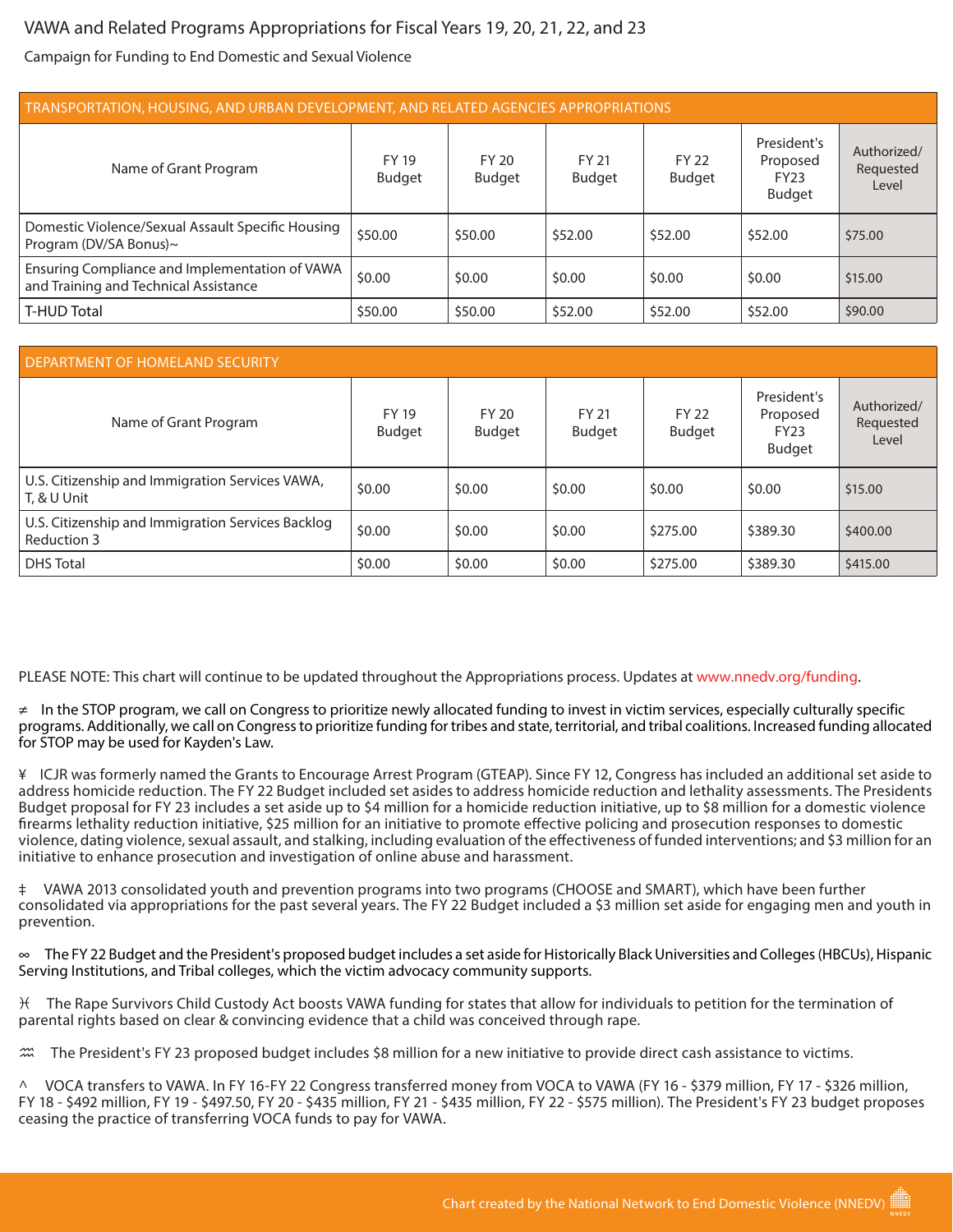VAWA and Related Programs Appropriations for Fiscal Years 19, 20, 21, 22, and 23

Campaign for Funding to End Domestic and Sexual Violence

| TRANSPORTATION, HOUSING, AND URBAN DEVELOPMENT, AND RELATED AGENCIES APPROPRIATIONS | | | | | | |
|---|---|---|---|---|---|---|
| Name of Grant Program | FY 19 Budget | FY 20 Budget | FY 21 Budget | FY 22 Budget | President's Proposed FY23 Budget | Authorized/ Requested Level |
| Domestic Violence/Sexual Assault Specific Housing Program (DV/SA Bonus)~ | $50.00 | $50.00 | $52.00 | $52.00 | $52.00 | $75.00 |
| Ensuring Compliance and Implementation of VAWA and Training and Technical Assistance | $0.00 | $0.00 | $0.00 | $0.00 | $0.00 | $15.00 |
| T-HUD Total | $50.00 | $50.00 | $52.00 | $52.00 | $52.00 | $90.00 |

| DEPARTMENT OF HOMELAND SECURITY | | | | | | |
|---|---|---|---|---|---|---|
| Name of Grant Program | FY 19 Budget | FY 20 Budget | FY 21 Budget | FY 22 Budget | President's Proposed FY23 Budget | Authorized/ Requested Level |
| U.S. Citizenship and Immigration Services VAWA, T, & U Unit | $0.00 | $0.00 | $0.00 | $0.00 | $0.00 | $15.00 |
| U.S. Citizenship and Immigration Services Backlog Reduction 3 | $0.00 | $0.00 | $0.00 | $275.00 | $389.30 | $400.00 |
| DHS Total | $0.00 | $0.00 | $0.00 | $275.00 | $389.30 | $415.00 |

PLEASE NOTE: This chart will continue to be updated throughout the Appropriations process. Updates at www.nnedv.org/funding.

≠ In the STOP program, we call on Congress to prioritize newly allocated funding to invest in victim services, especially culturally specific programs. Additionally, we call on Congress to prioritize funding for tribes and state, territorial, and tribal coalitions. Increased funding allocated for STOP may be used for Kayden's Law.

¥ ICJR was formerly named the Grants to Encourage Arrest Program (GTEAP). Since FY 12, Congress has included an additional set aside to address homicide reduction. The FY 22 Budget included set asides to address homicide reduction and lethality assessments. The Presidents Budget proposal for FY 23 includes a set aside up to $4 million for a homicide reduction initiative, up to $8 million for a domestic violence firearms lethality reduction initiative, $25 million for an initiative to promote effective policing and prosecution responses to domestic violence, dating violence, sexual assault, and stalking, including evaluation of the effectiveness of funded interventions; and $3 million for an initiative to enhance prosecution and investigation of online abuse and harassment.

‡ VAWA 2013 consolidated youth and prevention programs into two programs (CHOOSE and SMART), which have been further consolidated via appropriations for the past several years. The FY 22 Budget included a $3 million set aside for engaging men and youth in prevention.

∞ The FY 22 Budget and the President's proposed budget includes a set aside for Historically Black Universities and Colleges (HBCUs), Hispanic Serving Institutions, and Tribal colleges, which the victim advocacy community supports.

)( The Rape Survivors Child Custody Act boosts VAWA funding for states that allow for individuals to petition for the termination of parental rights based on clear & convincing evidence that a child was conceived through rape.

≈ The President's FY 23 proposed budget includes $8 million for a new initiative to provide direct cash assistance to victims.

^ VOCA transfers to VAWA. In FY 16-FY 22 Congress transferred money from VOCA to VAWA (FY 16 - $379 million, FY 17 - $326 million, FY 18 - $492 million, FY 19 - $497.50, FY 20 - $435 million, FY 21 - $435 million, FY 22 - $575 million). The President's FY 23 budget proposes ceasing the practice of transferring VOCA funds to pay for VAWA.

Chart created by the National Network to End Domestic Violence (NNEDV)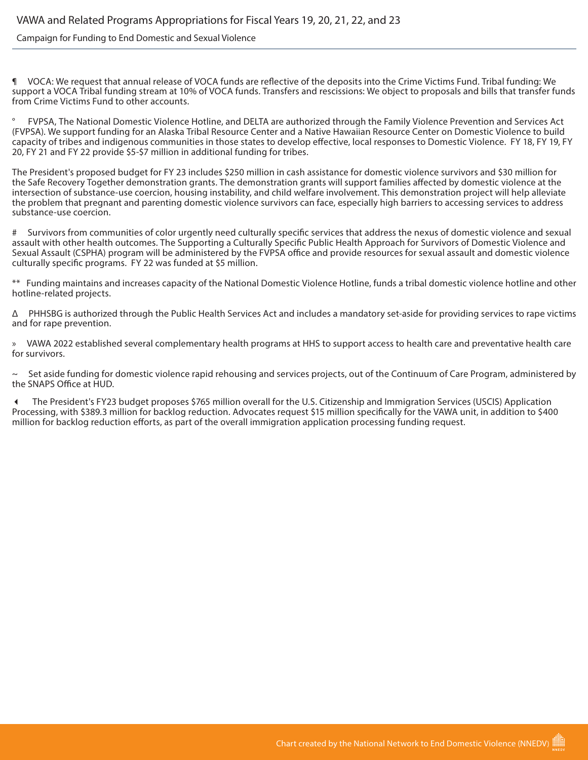¶ VOCA: We request that annual release of VOCA funds are reflective of the deposits into the Crime Victims Fund. Tribal funding: We support a VOCA Tribal funding stream at 10% of VOCA funds. Transfers and rescissions: We object to proposals and bills that transfer funds from Crime Victims Fund to other accounts.

° FVPSA, The National Domestic Violence Hotline, and DELTA are authorized through the Family Violence Prevention and Services Act (FVPSA). We support funding for an Alaska Tribal Resource Center and a Native Hawaiian Resource Center on Domestic Violence to build capacity of tribes and indigenous communities in those states to develop effective, local responses to Domestic Violence. FY 18, FY 19, FY 20, FY 21 and FY 22 provide $5-$7 million in additional funding for tribes.

The President's proposed budget for FY 23 includes $250 million in cash assistance for domestic violence survivors and $30 million for the Safe Recovery Together demonstration grants. The demonstration grants will support families affected by domestic violence at the intersection of substance-use coercion, housing instability, and child welfare involvement. This demonstration project will help alleviate the problem that pregnant and parenting domestic violence survivors can face, especially high barriers to accessing services to address substance-use coercion.

# Survivors from communities of color urgently need culturally specific services that address the nexus of domestic violence and sexual assault with other health outcomes. The Supporting a Culturally Specific Public Health Approach for Survivors of Domestic Violence and Sexual Assault (CSPHA) program will be administered by the FVPSA office and provide resources for sexual assault and domestic violence culturally specific programs. FY 22 was funded at $5 million.

** Funding maintains and increases capacity of the National Domestic Violence Hotline, funds a tribal domestic violence hotline and other hotline-related projects.

Δ PHHSBG is authorized through the Public Health Services Act and includes a mandatory set-aside for providing services to rape victims and for rape prevention.

» VAWA 2022 established several complementary health programs at HHS to support access to health care and preventative health care for survivors.

~ Set aside funding for domestic violence rapid rehousing and services projects, out of the Continuum of Care Program, administered by the SNAPS Office at HUD.

◂ The President's FY23 budget proposes $765 million overall for the U.S. Citizenship and Immigration Services (USCIS) Application Processing, with $389.3 million for backlog reduction. Advocates request $15 million specifically for the VAWA unit, in addition to $400 million for backlog reduction efforts, as part of the overall immigration application processing funding request.